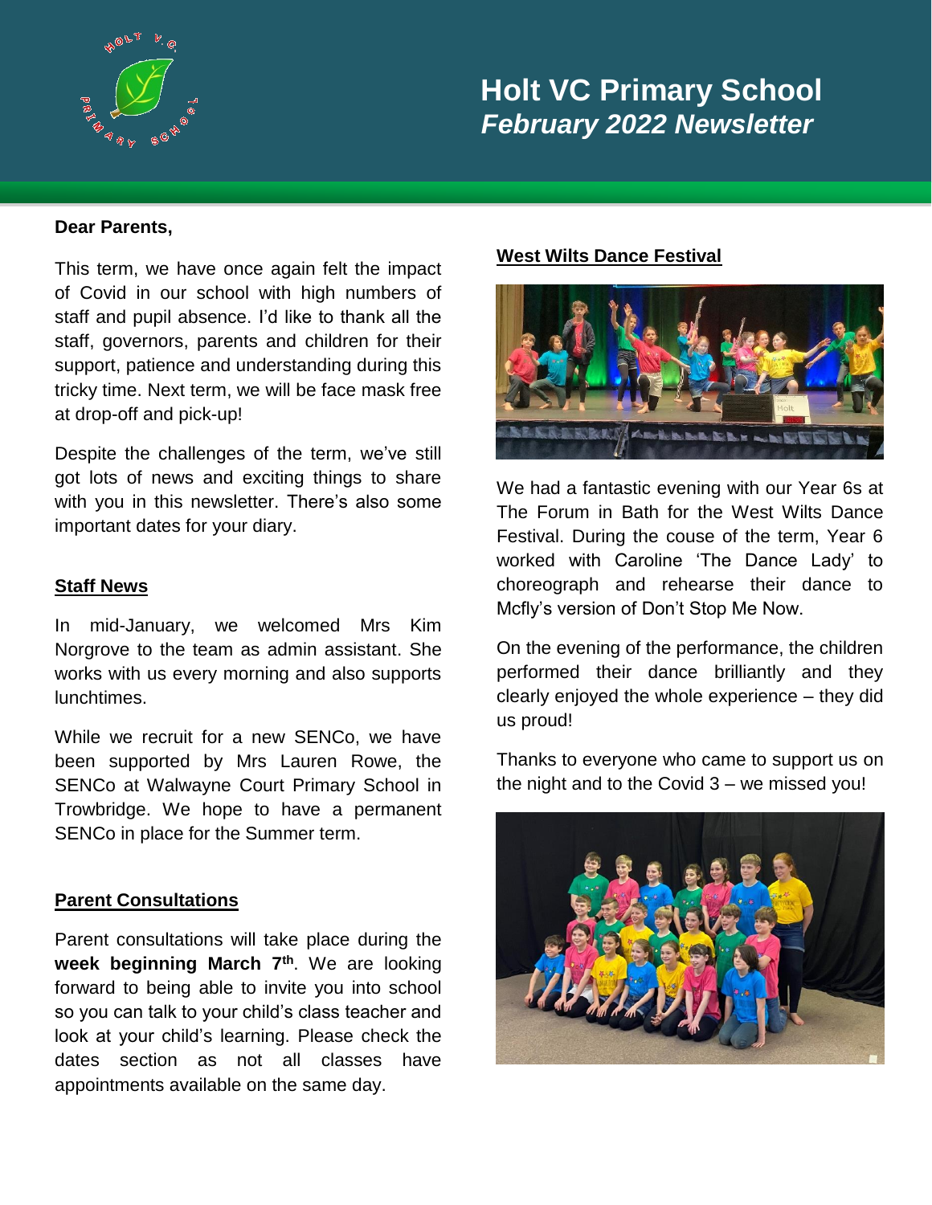# Holt VC Primary School
## *February 2022 Newsletter*

**Dear Parents,**

This term, we have once again felt the impact of Covid in our school with high numbers of staff and pupil absence. I'd like to thank all the staff, governors, parents and children for their support, patience and understanding during this tricky time. Next term, we will be face mask free at drop-off and pick-up!

Despite the challenges of the term, we've still got lots of news and exciting things to share with you in this newsletter. There's also some important dates for your diary.

### Staff News

In mid-January, we welcomed Mrs Kim Norgrove to the team as admin assistant. She works with us every morning and also supports lunchtimes.

While we recruit for a new SENCo, we have been supported by Mrs Lauren Rowe, the SENCo at Walwayne Court Primary School in Trowbridge. We hope to have a permanent SENCo in place for the Summer term.

### Parent Consultations

Parent consultations will take place during the **week beginning March 7th**. We are looking forward to being able to invite you into school so you can talk to your child's class teacher and look at your child's learning. Please check the dates section as not all classes have appointments available on the same day.

### West Wilts Dance Festival

We had a fantastic evening with our Year 6s at The Forum in Bath for the West Wilts Dance Festival. During the couse of the term, Year 6 worked with Caroline 'The Dance Lady' to choreograph and rehearse their dance to Mcfly's version of Don't Stop Me Now.

On the evening of the performance, the children performed their dance brilliantly and they clearly enjoyed the whole experience – they did us proud!

Thanks to everyone who came to support us on the night and to the Covid 3 – we missed you!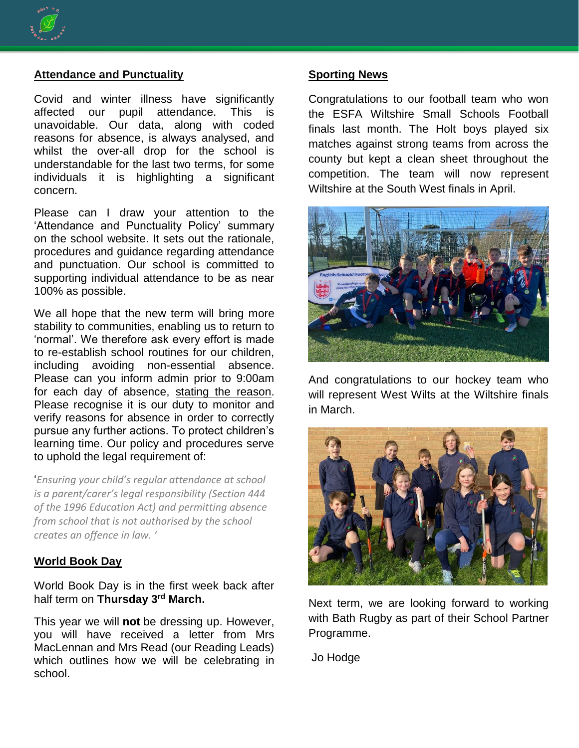## Attendance and Punctuality

Covid and winter illness have significantly affected our pupil attendance. This is unavoidable. Our data, along with coded reasons for absence, is always analysed, and whilst the over-all drop for the school is understandable for the last two terms, for some individuals it is highlighting a significant concern.

Please can I draw your attention to the 'Attendance and Punctuality Policy' summary on the school website. It sets out the rationale, procedures and guidance regarding attendance and punctuation. Our school is committed to supporting individual attendance to be as near 100% as possible.

We all hope that the new term will bring more stability to communities, enabling us to return to 'normal'. We therefore ask every effort is made to re-establish school routines for our children, including avoiding non-essential absence. Please can you inform admin prior to 9:00am for each day of absence, stating the reason. Please recognise it is our duty to monitor and verify reasons for absence in order to correctly pursue any further actions. To protect children's learning time. Our policy and procedures serve to uphold the legal requirement of:

'*Ensuring your child's regular attendance at school is a parent/carer's legal responsibility (Section 444 of the 1996 Education Act) and permitting absence from school that is not authorised by the school creates an offence in law.* '

## World Book Day

World Book Day is in the first week back after half term on **Thursday 3rd March.**

This year we will **not** be dressing up. However, you will have received a letter from Mrs MacLennan and Mrs Read (our Reading Leads) which outlines how we will be celebrating in school.

## Sporting News

Congratulations to our football team who won the ESFA Wiltshire Small Schools Football finals last month. The Holt boys played six matches against strong teams from across the county but kept a clean sheet throughout the competition. The team will now represent Wiltshire at the South West finals in April.

And congratulations to our hockey team who will represent West Wilts at the Wiltshire finals in March.

Next term, we are looking forward to working with Bath Rugby as part of their School Partner Programme.

Jo Hodge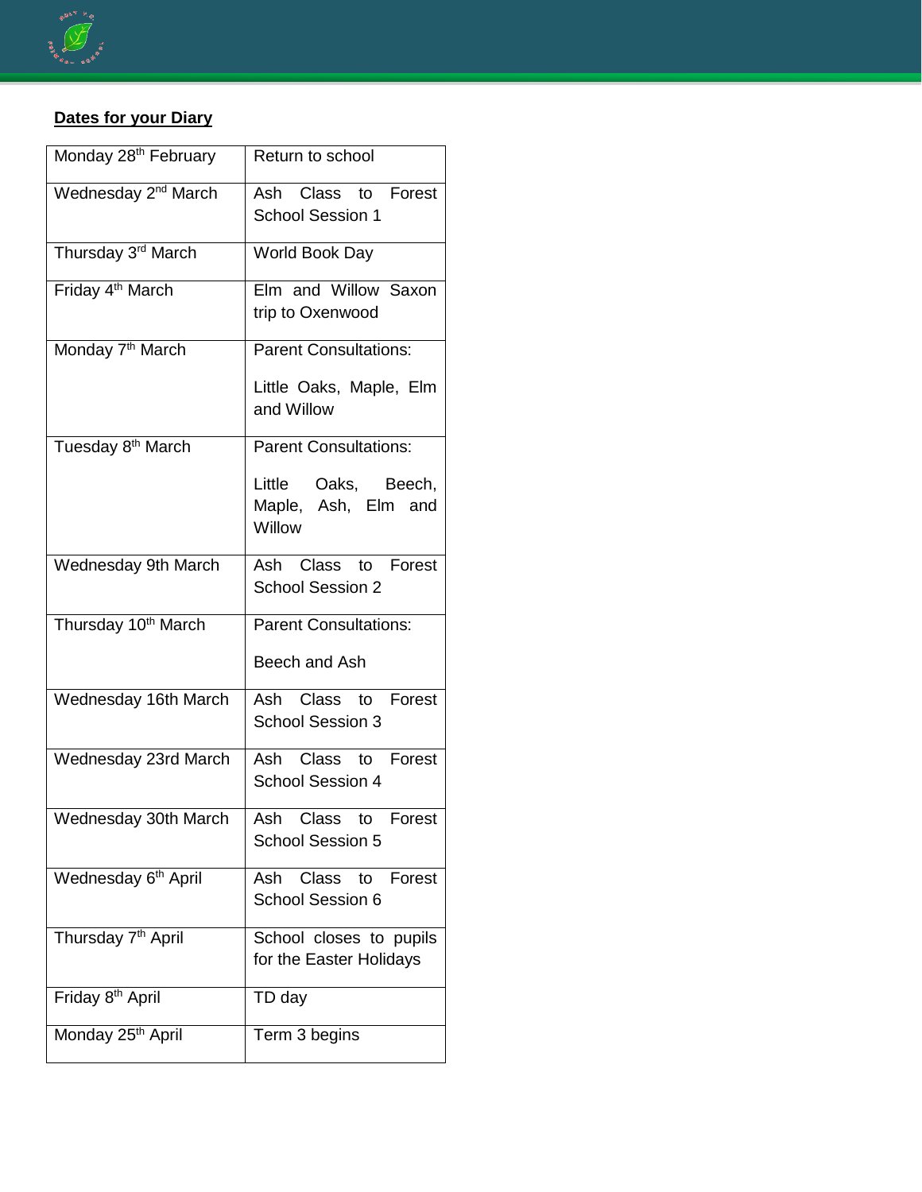**Dates for your Diary**

| | |
|---|---|
| Monday 28th February | Return to school |
| Wednesday 2nd March | Ash Class to Forest School Session 1 |
| Thursday 3rd March | World Book Day |
| Friday 4th March | Elm and Willow Saxon trip to Oxenwood |
| Monday 7th March | Parent Consultations: Little Oaks, Maple, Elm and Willow |
| Tuesday 8th March | Parent Consultations: Little Oaks, Beech, Maple, Ash, Elm and Willow |
| Wednesday 9th March | Ash Class to Forest School Session 2 |
| Thursday 10th March | Parent Consultations: Beech and Ash |
| Wednesday 16th March | Ash Class to Forest School Session 3 |
| Wednesday 23rd March | Ash Class to Forest School Session 4 |
| Wednesday 30th March | Ash Class to Forest School Session 5 |
| Wednesday 6th April | Ash Class to Forest School Session 6 |
| Thursday 7th April | School closes to pupils for the Easter Holidays |
| Friday 8th April | TD day |
| Monday 25th April | Term 3 begins |